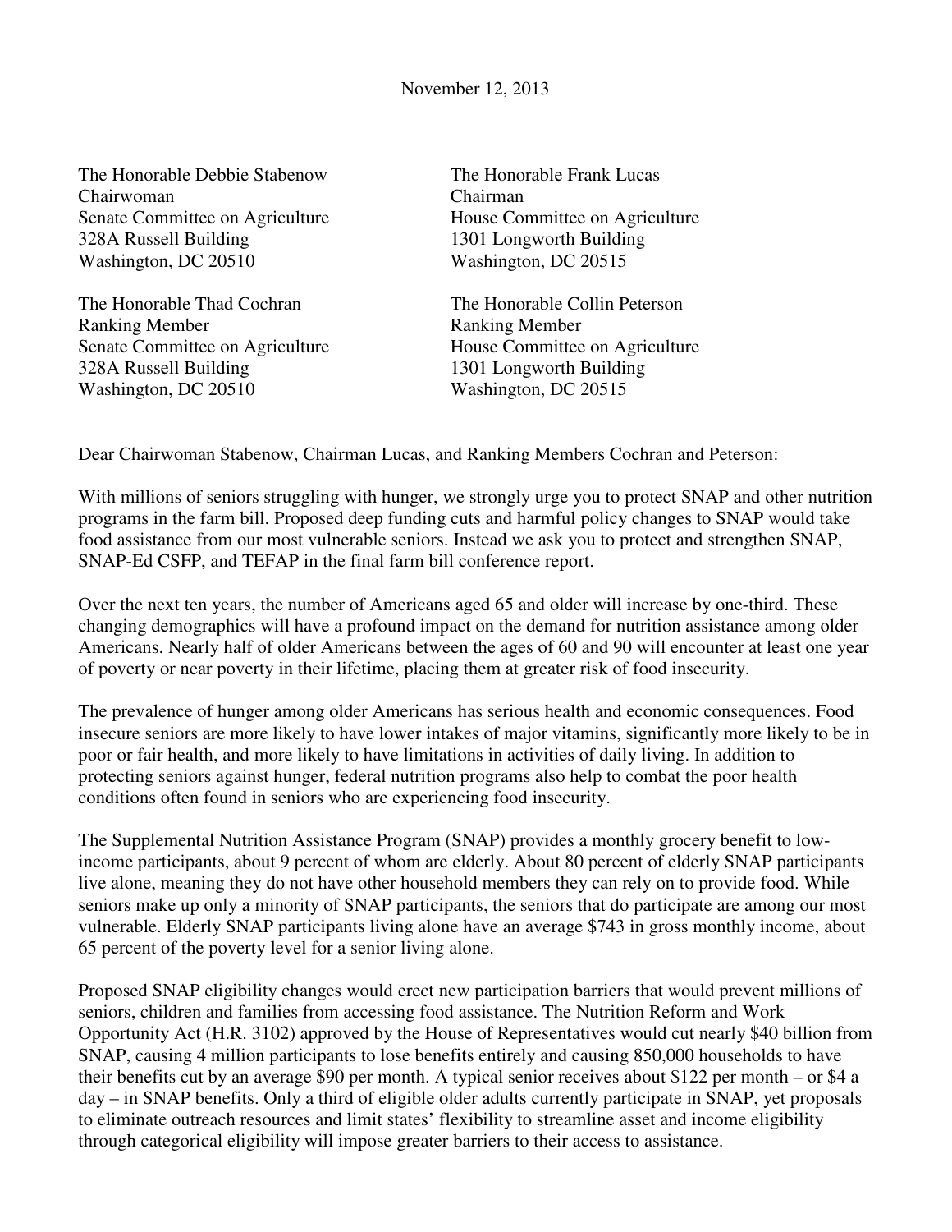November 12, 2013

The Honorable Debbie Stabenow
Chairwoman
Senate Committee on Agriculture
328A Russell Building
Washington, DC 20510

The Honorable Frank Lucas
Chairman
House Committee on Agriculture
1301 Longworth Building
Washington, DC 20515

The Honorable Thad Cochran
Ranking Member
Senate Committee on Agriculture
328A Russell Building
Washington, DC 20510

The Honorable Collin Peterson
Ranking Member
House Committee on Agriculture
1301 Longworth Building
Washington, DC 20515

Dear Chairwoman Stabenow, Chairman Lucas, and Ranking Members Cochran and Peterson:

With millions of seniors struggling with hunger, we strongly urge you to protect SNAP and other nutrition programs in the farm bill. Proposed deep funding cuts and harmful policy changes to SNAP would take food assistance from our most vulnerable seniors. Instead we ask you to protect and strengthen SNAP, SNAP-Ed CSFP, and TEFAP in the final farm bill conference report.

Over the next ten years, the number of Americans aged 65 and older will increase by one-third. These changing demographics will have a profound impact on the demand for nutrition assistance among older Americans. Nearly half of older Americans between the ages of 60 and 90 will encounter at least one year of poverty or near poverty in their lifetime, placing them at greater risk of food insecurity.

The prevalence of hunger among older Americans has serious health and economic consequences. Food insecure seniors are more likely to have lower intakes of major vitamins, significantly more likely to be in poor or fair health, and more likely to have limitations in activities of daily living. In addition to protecting seniors against hunger, federal nutrition programs also help to combat the poor health conditions often found in seniors who are experiencing food insecurity.

The Supplemental Nutrition Assistance Program (SNAP) provides a monthly grocery benefit to low-income participants, about 9 percent of whom are elderly. About 80 percent of elderly SNAP participants live alone, meaning they do not have other household members they can rely on to provide food. While seniors make up only a minority of SNAP participants, the seniors that do participate are among our most vulnerable. Elderly SNAP participants living alone have an average $743 in gross monthly income, about 65 percent of the poverty level for a senior living alone.

Proposed SNAP eligibility changes would erect new participation barriers that would prevent millions of seniors, children and families from accessing food assistance. The Nutrition Reform and Work Opportunity Act (H.R. 3102) approved by the House of Representatives would cut nearly $40 billion from SNAP, causing 4 million participants to lose benefits entirely and causing 850,000 households to have their benefits cut by an average $90 per month. A typical senior receives about $122 per month – or $4 a day – in SNAP benefits. Only a third of eligible older adults currently participate in SNAP, yet proposals to eliminate outreach resources and limit states' flexibility to streamline asset and income eligibility through categorical eligibility will impose greater barriers to their access to assistance.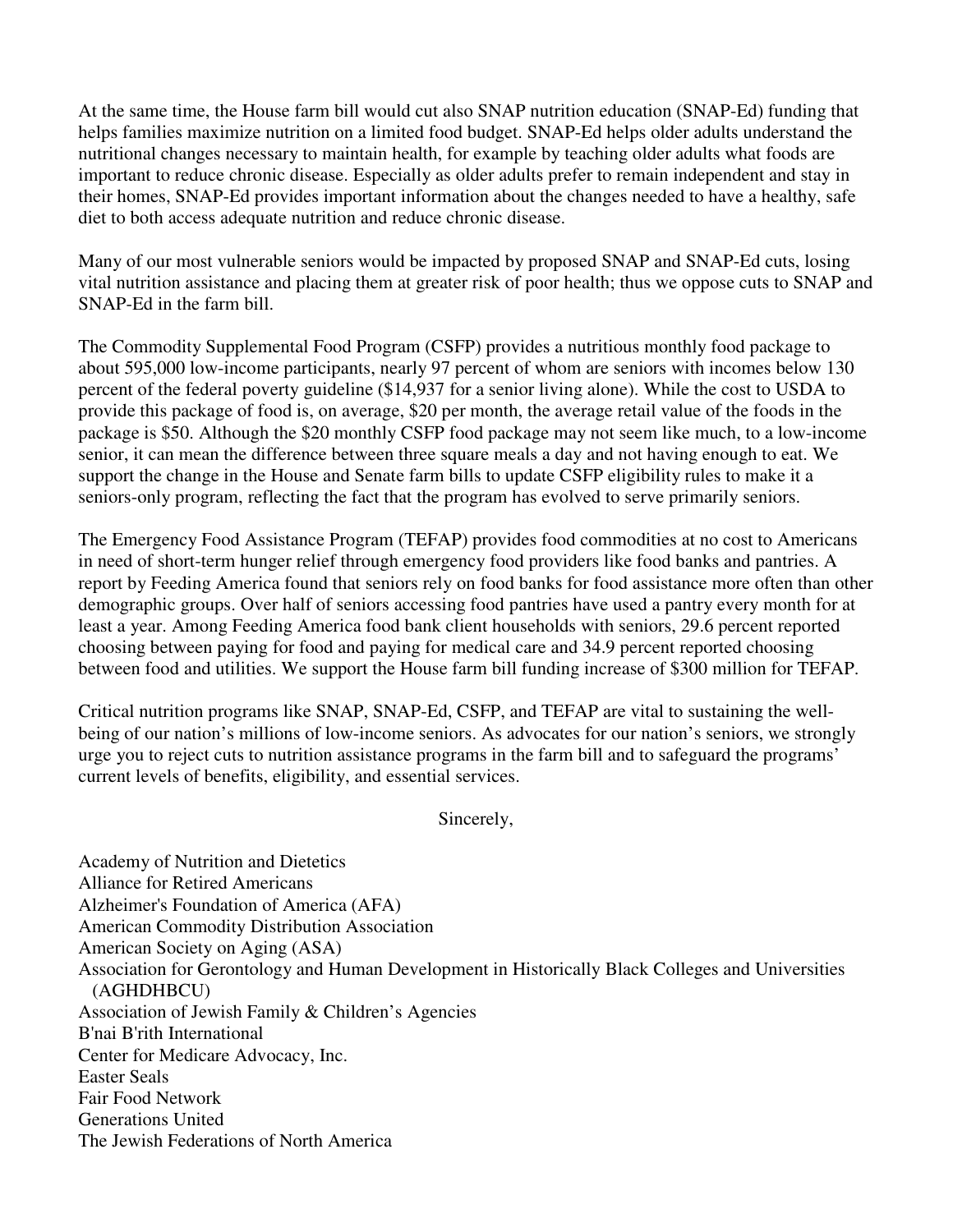At the same time, the House farm bill would cut also SNAP nutrition education (SNAP-Ed) funding that helps families maximize nutrition on a limited food budget. SNAP-Ed helps older adults understand the nutritional changes necessary to maintain health, for example by teaching older adults what foods are important to reduce chronic disease. Especially as older adults prefer to remain independent and stay in their homes, SNAP-Ed provides important information about the changes needed to have a healthy, safe diet to both access adequate nutrition and reduce chronic disease.

Many of our most vulnerable seniors would be impacted by proposed SNAP and SNAP-Ed cuts, losing vital nutrition assistance and placing them at greater risk of poor health; thus we oppose cuts to SNAP and SNAP-Ed in the farm bill.

The Commodity Supplemental Food Program (CSFP) provides a nutritious monthly food package to about 595,000 low-income participants, nearly 97 percent of whom are seniors with incomes below 130 percent of the federal poverty guideline ($14,937 for a senior living alone). While the cost to USDA to provide this package of food is, on average, $20 per month, the average retail value of the foods in the package is $50. Although the $20 monthly CSFP food package may not seem like much, to a low-income senior, it can mean the difference between three square meals a day and not having enough to eat. We support the change in the House and Senate farm bills to update CSFP eligibility rules to make it a seniors-only program, reflecting the fact that the program has evolved to serve primarily seniors.

The Emergency Food Assistance Program (TEFAP) provides food commodities at no cost to Americans in need of short-term hunger relief through emergency food providers like food banks and pantries. A report by Feeding America found that seniors rely on food banks for food assistance more often than other demographic groups. Over half of seniors accessing food pantries have used a pantry every month for at least a year. Among Feeding America food bank client households with seniors, 29.6 percent reported choosing between paying for food and paying for medical care and 34.9 percent reported choosing between food and utilities. We support the House farm bill funding increase of $300 million for TEFAP.

Critical nutrition programs like SNAP, SNAP-Ed, CSFP, and TEFAP are vital to sustaining the well-being of our nation's millions of low-income seniors. As advocates for our nation's seniors, we strongly urge you to reject cuts to nutrition assistance programs in the farm bill and to safeguard the programs' current levels of benefits, eligibility, and essential services.

Sincerely,

Academy of Nutrition and Dietetics
Alliance for Retired Americans
Alzheimer's Foundation of America (AFA)
American Commodity Distribution Association
American Society on Aging (ASA)
Association for Gerontology and Human Development in Historically Black Colleges and Universities (AGHDHBCU)
Association of Jewish Family & Children's Agencies
B'nai B'rith International
Center for Medicare Advocacy, Inc.
Easter Seals
Fair Food Network
Generations United
The Jewish Federations of North America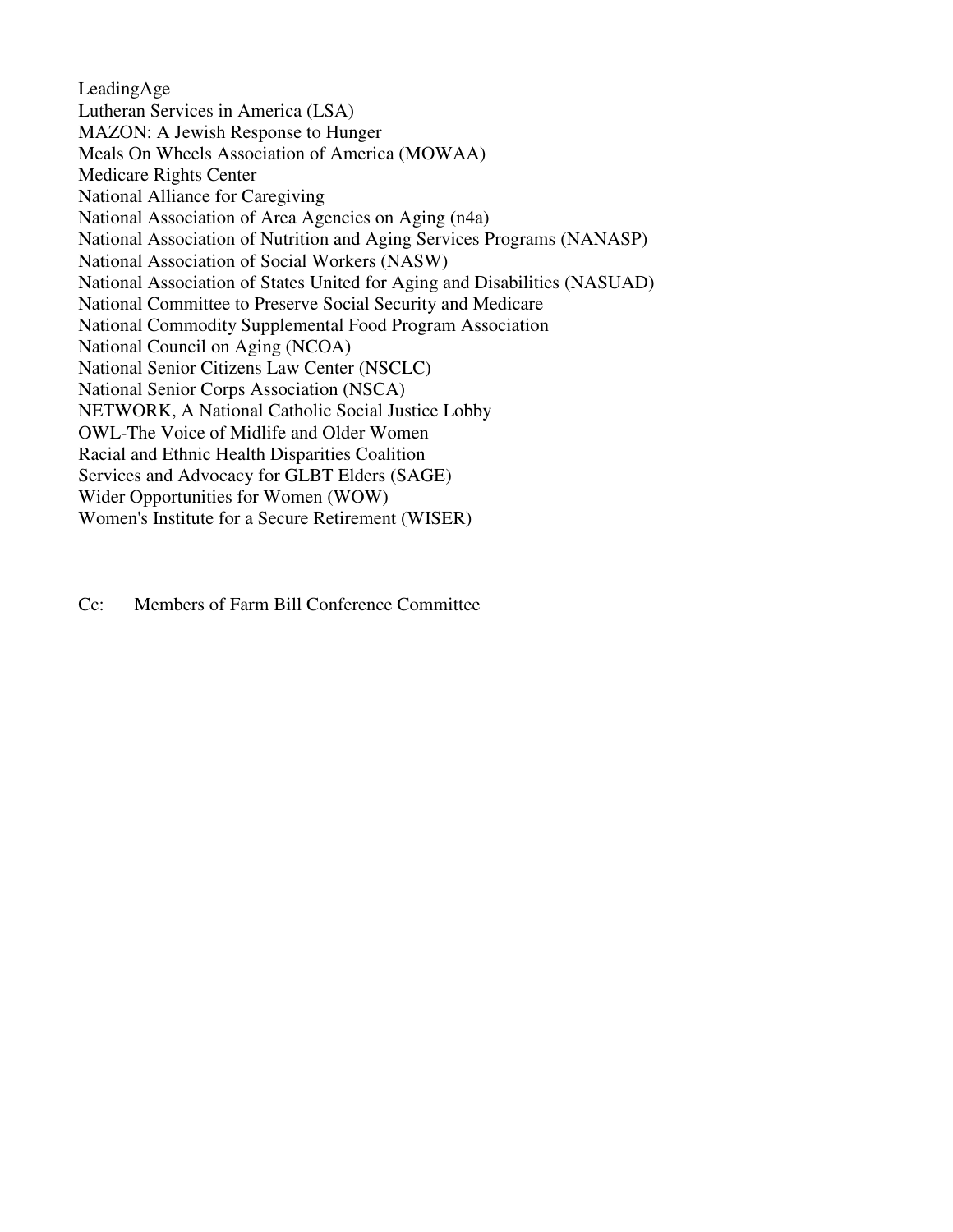LeadingAge
Lutheran Services in America (LSA)
MAZON: A Jewish Response to Hunger
Meals On Wheels Association of America (MOWAA)
Medicare Rights Center
National Alliance for Caregiving
National Association of Area Agencies on Aging (n4a)
National Association of Nutrition and Aging Services Programs (NANASP)
National Association of Social Workers (NASW)
National Association of States United for Aging and Disabilities (NASUAD)
National Committee to Preserve Social Security and Medicare
National Commodity Supplemental Food Program Association
National Council on Aging (NCOA)
National Senior Citizens Law Center (NSCLC)
National Senior Corps Association (NSCA)
NETWORK, A National Catholic Social Justice Lobby
OWL-The Voice of Midlife and Older Women
Racial and Ethnic Health Disparities Coalition
Services and Advocacy for GLBT Elders (SAGE)
Wider Opportunities for Women (WOW)
Women's Institute for a Secure Retirement (WISER)

Cc: Members of Farm Bill Conference Committee